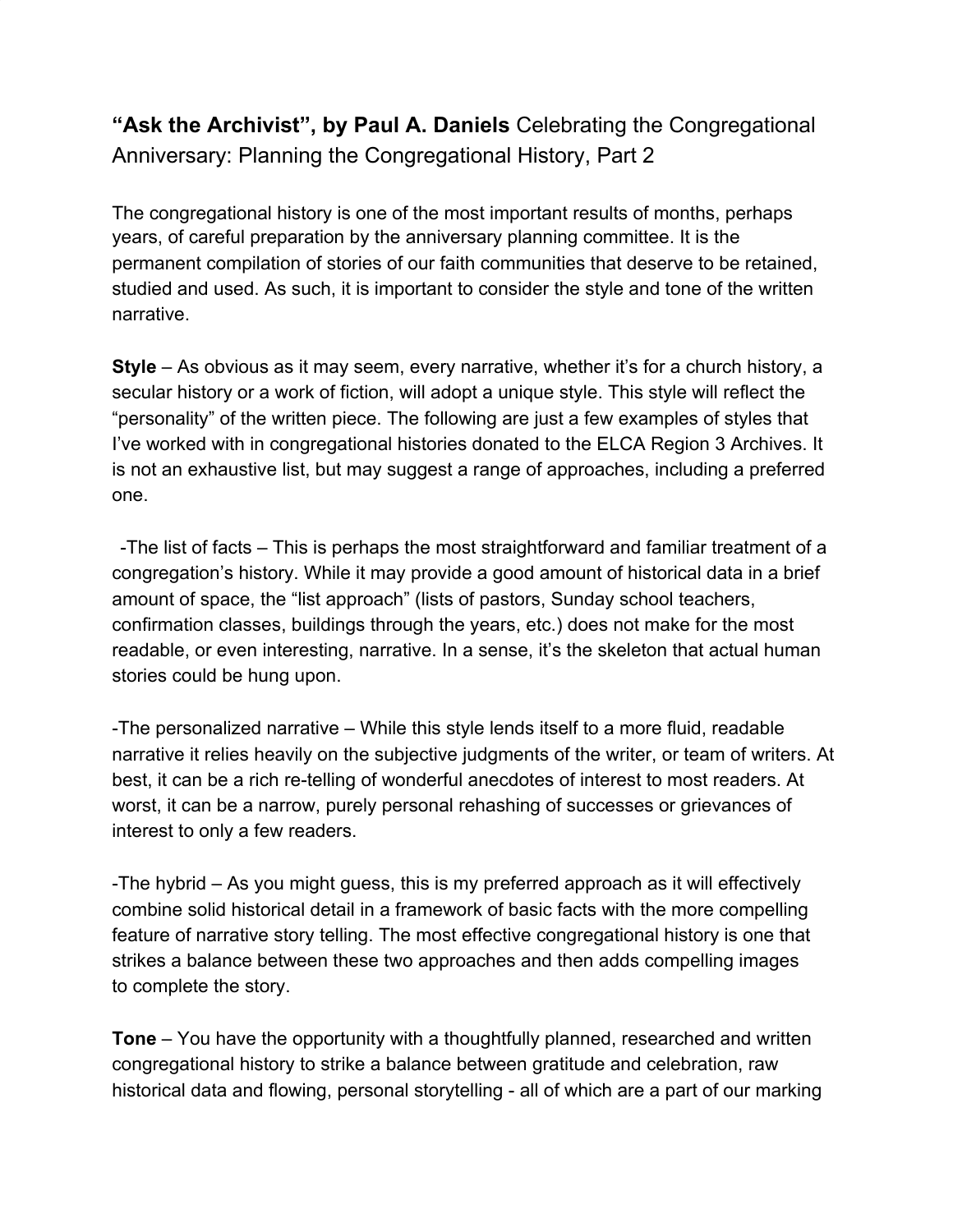**"Ask the Archivist", by Paul A. Daniels** Celebrating the Congregational Anniversary: Planning the Congregational History, Part 2

The congregational history is one of the most important results of months, perhaps years, of careful preparation by the anniversary planning committee. It is the permanent compilation of stories of our faith communities that deserve to be retained, studied and used. As such, it is important to consider the style and tone of the written narrative.

**Style** – As obvious as it may seem, every narrative, whether it's for a church history, a secular history or a work of fiction, will adopt a unique style. This style will reflect the "personality" of the written piece. The following are just a few examples of styles that I've worked with in congregational histories donated to the ELCA Region 3 Archives. It is not an exhaustive list, but may suggest a range of approaches, including a preferred one.

-The list of facts – This is perhaps the most straightforward and familiar treatment of a congregation's history. While it may provide a good amount of historical data in a brief amount of space, the "list approach" (lists of pastors, Sunday school teachers, confirmation classes, buildings through the years, etc.) does not make for the most readable, or even interesting, narrative. In a sense, it's the skeleton that actual human stories could be hung upon.

-The personalized narrative – While this style lends itself to a more fluid, readable narrative it relies heavily on the subjective judgments of the writer, or team of writers. At best, it can be a rich re-telling of wonderful anecdotes of interest to most readers. At worst, it can be a narrow, purely personal rehashing of successes or grievances of interest to only a few readers.

-The hybrid – As you might guess, this is my preferred approach as it will effectively combine solid historical detail in a framework of basic facts with the more compelling feature of narrative story telling. The most effective congregational history is one that strikes a balance between these two approaches and then adds compelling images to complete the story.

**Tone** – You have the opportunity with a thoughtfully planned, researched and written congregational history to strike a balance between gratitude and celebration, raw historical data and flowing, personal storytelling - all of which are a part of our marking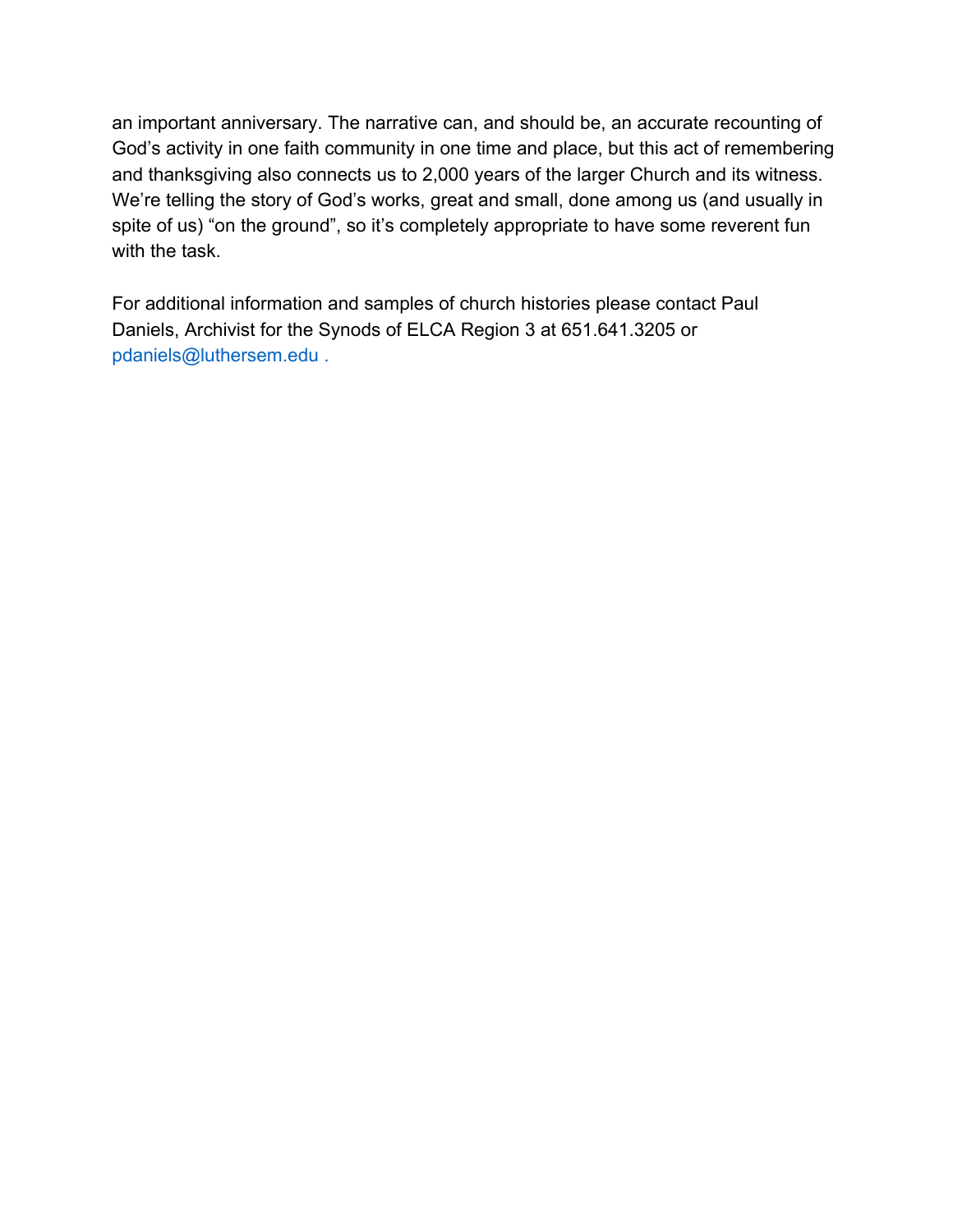an important anniversary. The narrative can, and should be, an accurate recounting of God's activity in one faith community in one time and place, but this act of remembering and thanksgiving also connects us to 2,000 years of the larger Church and its witness. We're telling the story of God's works, great and small, done among us (and usually in spite of us) "on the ground", so it's completely appropriate to have some reverent fun with the task.

For additional information and samples of church histories please contact Paul Daniels, Archivist for the Synods of ELCA Region 3 at 651.641.3205 or pdaniels@luthersem.edu .